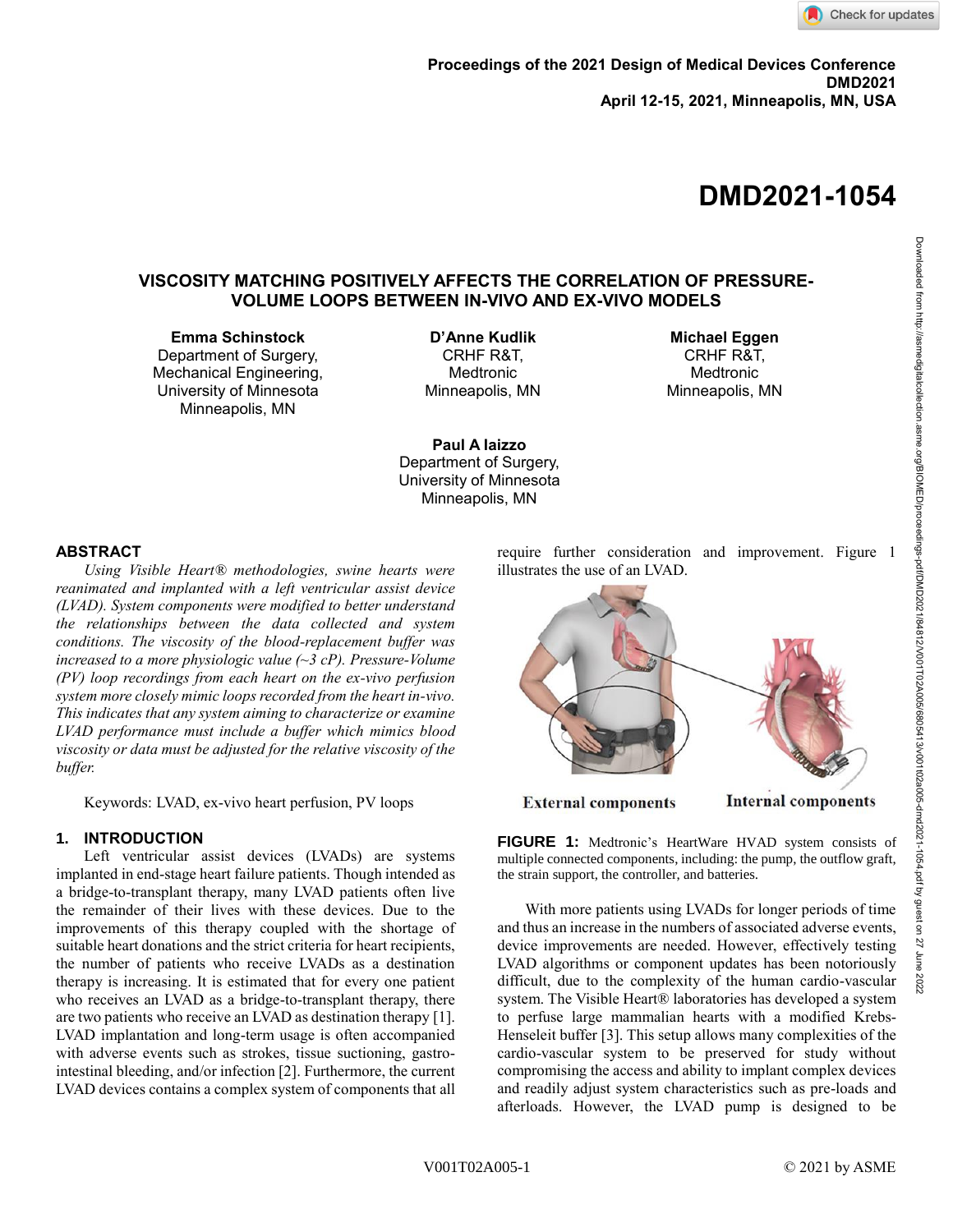Proceedings of the 2021 Design of Medical Devices Conference
DMD2021
April 12-15, 2021, Minneapolis, MN, USA

# DMD2021-1054

## VISCOSITY MATCHING POSITIVELY AFFECTS THE CORRELATION OF PRESSURE-VOLUME LOOPS BETWEEN IN-VIVO AND EX-VIVO MODELS

**Emma Schinstock**
Department of Surgery,
Mechanical Engineering,
University of Minnesota
Minneapolis, MN

**D'Anne Kudlik**
CRHF R&T,
Medtronic
Minneapolis, MN

**Michael Eggen**
CRHF R&T,
Medtronic
Minneapolis, MN

**Paul A Iaizzo**
Department of Surgery,
University of Minnesota
Minneapolis, MN

## ABSTRACT

*Using Visible Heart® methodologies, swine hearts were reanimated and implanted with a left ventricular assist device (LVAD). System components were modified to better understand the relationships between the data collected and system conditions. The viscosity of the blood-replacement buffer was increased to a more physiologic value (~3 cP). Pressure-Volume (PV) loop recordings from each heart on the ex-vivo perfusion system more closely mimic loops recorded from the heart in-vivo. This indicates that any system aiming to characterize or examine LVAD performance must include a buffer which mimics blood viscosity or data must be adjusted for the relative viscosity of the buffer.*

Keywords: LVAD, ex-vivo heart perfusion, PV loops

## 1. INTRODUCTION

Left ventricular assist devices (LVADs) are systems implanted in end-stage heart failure patients. Though intended as a bridge-to-transplant therapy, many LVAD patients often live the remainder of their lives with these devices. Due to the improvements of this therapy coupled with the shortage of suitable heart donations and the strict criteria for heart recipients, the number of patients who receive LVADs as a destination therapy is increasing. It is estimated that for every one patient who receives an LVAD as a bridge-to-transplant therapy, there are two patients who receive an LVAD as destination therapy [1]. LVAD implantation and long-term usage is often accompanied with adverse events such as strokes, tissue suctioning, gastro-intestinal bleeding, and/or infection [2]. Furthermore, the current LVAD devices contains a complex system of components that all require further consideration and improvement. Figure 1 illustrates the use of an LVAD.

External components    Internal components

**FIGURE 1:** Medtronic's HeartWare HVAD system consists of multiple connected components, including: the pump, the outflow graft, the strain support, the controller, and batteries.

With more patients using LVADs for longer periods of time and thus an increase in the numbers of associated adverse events, device improvements are needed. However, effectively testing LVAD algorithms or component updates has been notoriously difficult, due to the complexity of the human cardio-vascular system. The Visible Heart® laboratories has developed a system to perfuse large mammalian hearts with a modified Krebs-Henseleit buffer [3]. This setup allows many complexities of the cardio-vascular system to be preserved for study without compromising the access and ability to implant complex devices and readily adjust system characteristics such as pre-loads and afterloads. However, the LVAD pump is designed to be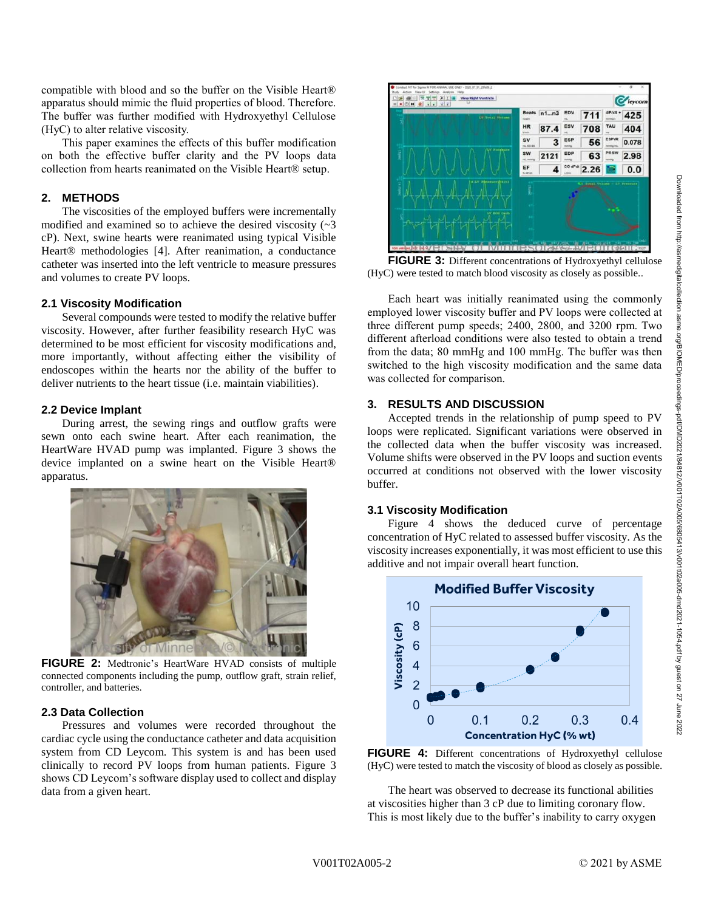compatible with blood and so the buffer on the Visible Heart® apparatus should mimic the fluid properties of blood. Therefore. The buffer was further modified with Hydroxyethyl Cellulose (HyC) to alter relative viscosity.

This paper examines the effects of this buffer modification on both the effective buffer clarity and the PV loops data collection from hearts reanimated on the Visible Heart® setup.

## 2. METHODS

The viscosities of the employed buffers were incrementally modified and examined so to achieve the desired viscosity (~3 cP). Next, swine hearts were reanimated using typical Visible Heart® methodologies [4]. After reanimation, a conductance catheter was inserted into the left ventricle to measure pressures and volumes to create PV loops.

### 2.1 Viscosity Modification

Several compounds were tested to modify the relative buffer viscosity. However, after further feasibility research HyC was determined to be most efficient for viscosity modifications and, more importantly, without affecting either the visibility of endoscopes within the hearts nor the ability of the buffer to deliver nutrients to the heart tissue (i.e. maintain viabilities).

### 2.2 Device Implant

During arrest, the sewing rings and outflow grafts were sewn onto each swine heart. After each reanimation, the HeartWare HVAD pump was implanted. Figure 3 shows the device implanted on a swine heart on the Visible Heart® apparatus.

**FIGURE 2:** Medtronic's HeartWare HVAD consists of multiple connected components including the pump, outflow graft, strain relief, controller, and batteries.

### 2.3 Data Collection

Pressures and volumes were recorded throughout the cardiac cycle using the conductance catheter and data acquisition system from CD Leycom. This system is and has been used clinically to record PV loops from human patients. Figure 3 shows CD Leycom's software display used to collect and display data from a given heart.

**FIGURE 3:** Different concentrations of Hydroxyethyl cellulose (HyC) were tested to match blood viscosity as closely as possible..

Each heart was initially reanimated using the commonly employed lower viscosity buffer and PV loops were collected at three different pump speeds; 2400, 2800, and 3200 rpm. Two different afterload conditions were also tested to obtain a trend from the data; 80 mmHg and 100 mmHg. The buffer was then switched to the high viscosity modification and the same data was collected for comparison.

## 3. RESULTS AND DISCUSSION

Accepted trends in the relationship of pump speed to PV loops were replicated. Significant variations were observed in the collected data when the buffer viscosity was increased. Volume shifts were observed in the PV loops and suction events occurred at conditions not observed with the lower viscosity buffer.

### 3.1 Viscosity Modification

Figure 4 shows the deduced curve of percentage concentration of HyC related to assessed buffer viscosity. As the viscosity increases exponentially, it was most efficient to use this additive and not impair overall heart function.

**FIGURE 4:** Different concentrations of Hydroxyethyl cellulose (HyC) were tested to match the viscosity of blood as closely as possible.

The heart was observed to decrease its functional abilities at viscosities higher than 3 cP due to limiting coronary flow. This is most likely due to the buffer's inability to carry oxygen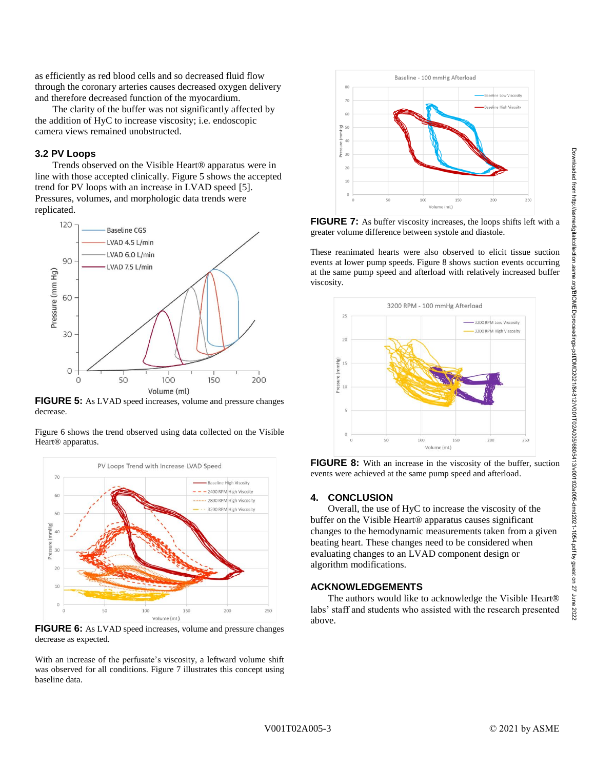as efficiently as red blood cells and so decreased fluid flow through the coronary arteries causes decreased oxygen delivery and therefore decreased function of the myocardium.

The clarity of the buffer was not significantly affected by the addition of HyC to increase viscosity; i.e. endoscopic camera views remained unobstructed.

### 3.2 PV Loops

Trends observed on the Visible Heart® apparatus were in line with those accepted clinically. Figure 5 shows the accepted trend for PV loops with an increase in LVAD speed [5]. Pressures, volumes, and morphologic data trends were replicated.

**FIGURE 5:** As LVAD speed increases, volume and pressure changes decrease.

Figure 6 shows the trend observed using data collected on the Visible Heart® apparatus.

**FIGURE 6:** As LVAD speed increases, volume and pressure changes decrease as expected.

With an increase of the perfusate's viscosity, a leftward volume shift was observed for all conditions. Figure 7 illustrates this concept using baseline data.

**FIGURE 7:** As buffer viscosity increases, the loops shifts left with a greater volume difference between systole and diastole.

These reanimated hearts were also observed to elicit tissue suction events at lower pump speeds. Figure 8 shows suction events occurring at the same pump speed and afterload with relatively increased buffer viscosity.

**FIGURE 8:** With an increase in the viscosity of the buffer, suction events were achieved at the same pump speed and afterload.

## 4. CONCLUSION

Overall, the use of HyC to increase the viscosity of the buffer on the Visible Heart® apparatus causes significant changes to the hemodynamic measurements taken from a given beating heart. These changes need to be considered when evaluating changes to an LVAD component design or algorithm modifications.

## ACKNOWLEDGEMENTS

The authors would like to acknowledge the Visible Heart® labs' staff and students who assisted with the research presented above.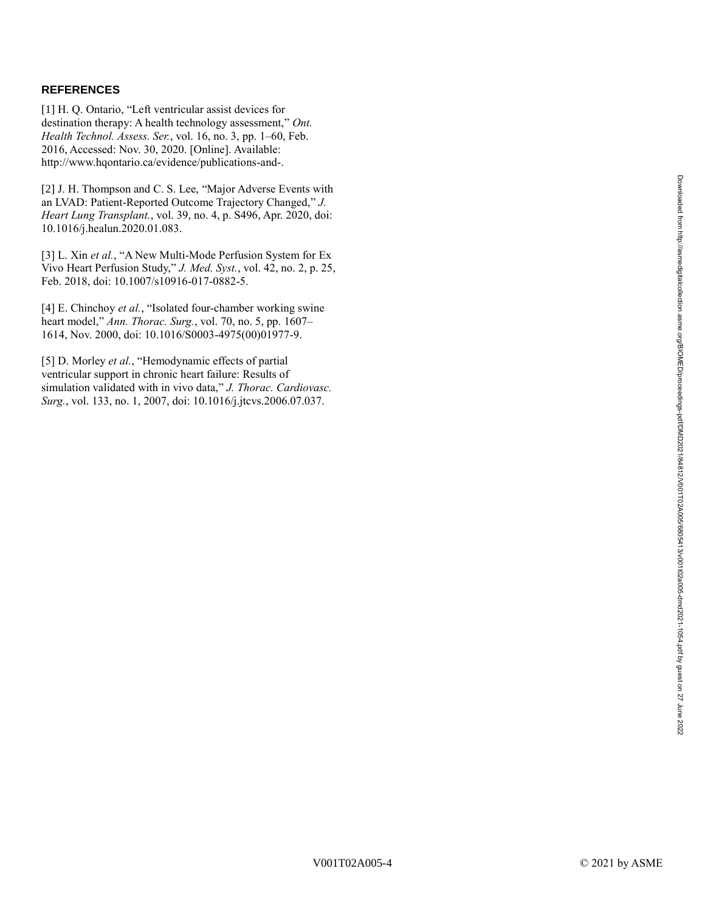## REFERENCES

[1] H. Q. Ontario, “Left ventricular assist devices for destination therapy: A health technology assessment,” *Ont. Health Technol. Assess. Ser.*, vol. 16, no. 3, pp. 1–60, Feb. 2016, Accessed: Nov. 30, 2020. [Online]. Available: http://www.hqontario.ca/evidence/publications-and-.

[2] J. H. Thompson and C. S. Lee, “Major Adverse Events with an LVAD: Patient-Reported Outcome Trajectory Changed,” *J. Heart Lung Transplant.*, vol. 39, no. 4, p. S496, Apr. 2020, doi: 10.1016/j.healun.2020.01.083.

[3] L. Xin *et al.*, “A New Multi-Mode Perfusion System for Ex Vivo Heart Perfusion Study,” *J. Med. Syst.*, vol. 42, no. 2, p. 25, Feb. 2018, doi: 10.1007/s10916-017-0882-5.

[4] E. Chinchoy *et al.*, “Isolated four-chamber working swine heart model,” *Ann. Thorac. Surg.*, vol. 70, no. 5, pp. 1607–1614, Nov. 2000, doi: 10.1016/S0003-4975(00)01977-9.

[5] D. Morley *et al.*, “Hemodynamic effects of partial ventricular support in chronic heart failure: Results of simulation validated with in vivo data,” *J. Thorac. Cardiovasc. Surg.*, vol. 133, no. 1, 2007, doi: 10.1016/j.jtcvs.2006.07.037.